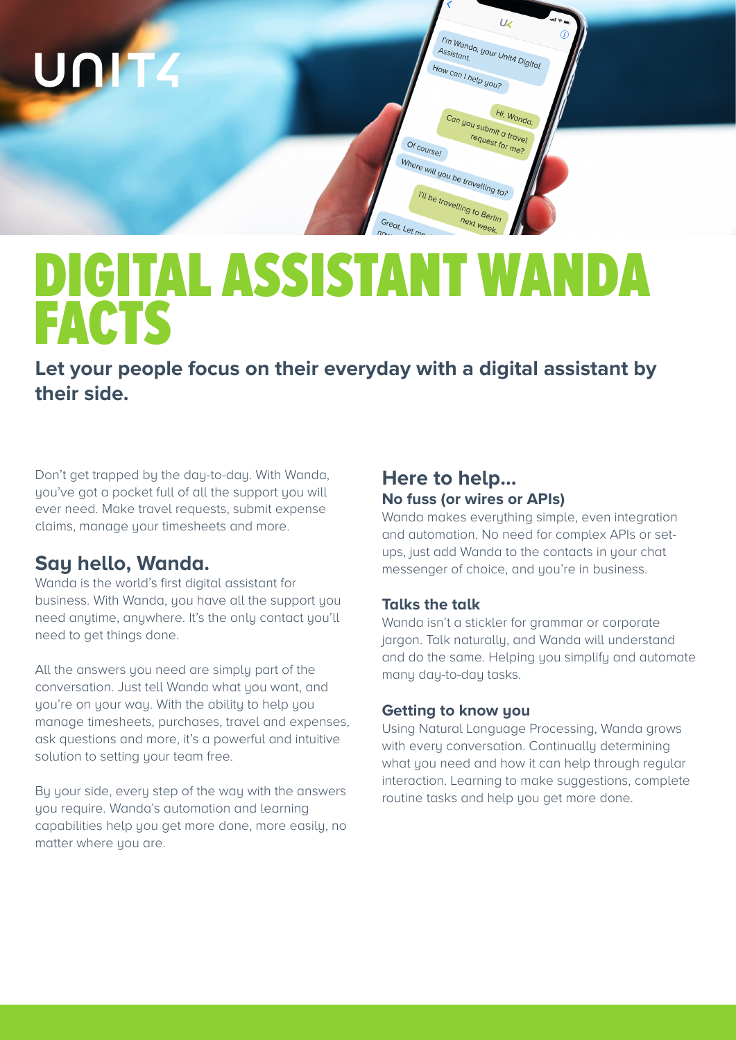UNIT4

# DIGITAL ASSISTANT WANDA FACTS

**Let your people focus on their everyday with a digital assistant by their side.**

Don't get trapped by the day-to-day. With Wanda, you've got a pocket full of all the support you will ever need. Make travel requests, submit expense claims, manage your timesheets and more.

## Say hello, Wanda.

Wanda is the world's first digital assistant for business. With Wanda, you have all the support you need anytime, anywhere. It's the only contact you'll need to get things done.

All the answers you need are simply part of the conversation. Just tell Wanda what you want, and you're on your way. With the ability to help you manage timesheets, purchases, travel and expenses, ask questions and more, it's a powerful and intuitive solution to setting your team free.

By your side, every step of the way with the answers you require. Wanda's automation and learning capabilities help you get more done, more easily, no matter where you are.

## Here to help...

### No fuss (or wires or APIs)

Wanda makes everything simple, even integration and automation. No need for complex APIs or set-ups, just add Wanda to the contacts in your chat messenger of choice, and you're in business.

### Talks the talk

Wanda isn't a stickler for grammar or corporate jargon. Talk naturally, and Wanda will understand and do the same. Helping you simplify and automate many day-to-day tasks.

### Getting to know you

Using Natural Language Processing, Wanda grows with every conversation. Continually determining what you need and how it can help through regular interaction. Learning to make suggestions, complete routine tasks and help you get more done.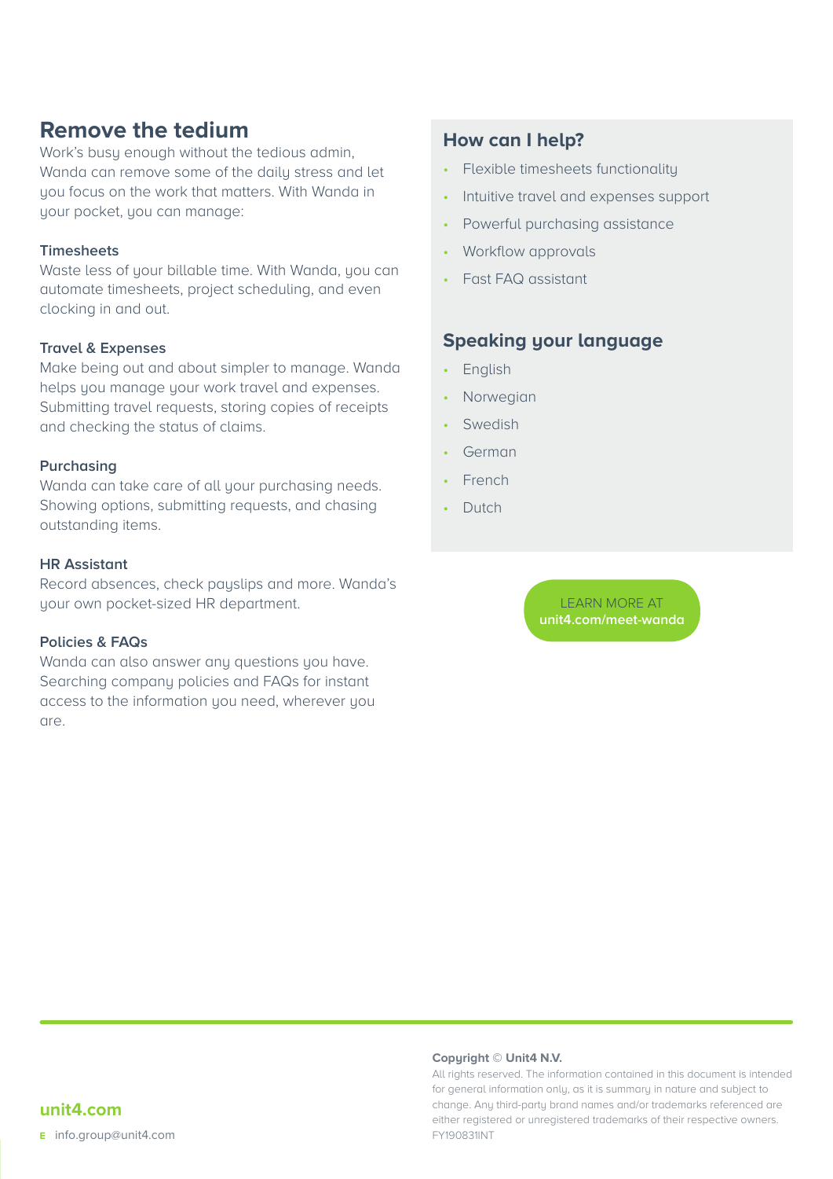## Remove the tedium

Work's busy enough without the tedious admin, Wanda can remove some of the daily stress and let you focus on the work that matters. With Wanda in your pocket, you can manage:

### Timesheets

Waste less of your billable time. With Wanda, you can automate timesheets, project scheduling, and even clocking in and out.

### Travel & Expenses

Make being out and about simpler to manage. Wanda helps you manage your work travel and expenses. Submitting travel requests, storing copies of receipts and checking the status of claims.

### Purchasing

Wanda can take care of all your purchasing needs. Showing options, submitting requests, and chasing outstanding items.

### HR Assistant

Record absences, check payslips and more. Wanda's your own pocket-sized HR department.

### Policies & FAQs

Wanda can also answer any questions you have. Searching company policies and FAQs for instant access to the information you need, wherever you are.

## How can I help?

- Flexible timesheets functionality
- Intuitive travel and expenses support
- Powerful purchasing assistance
- Workflow approvals
- Fast FAQ assistant

## Speaking your language

- English
- Norwegian
- Swedish
- German
- French
- Dutch

LEARN MORE AT
**unit4.com/meet-wanda**

**unit4.com**

E info.group@unit4.com

**Copyright © Unit4 N.V.**
All rights reserved. The information contained in this document is intended for general information only, as it is summary in nature and subject to change. Any third-party brand names and/or trademarks referenced are either registered or unregistered trademarks of their respective owners.
FY190831INT